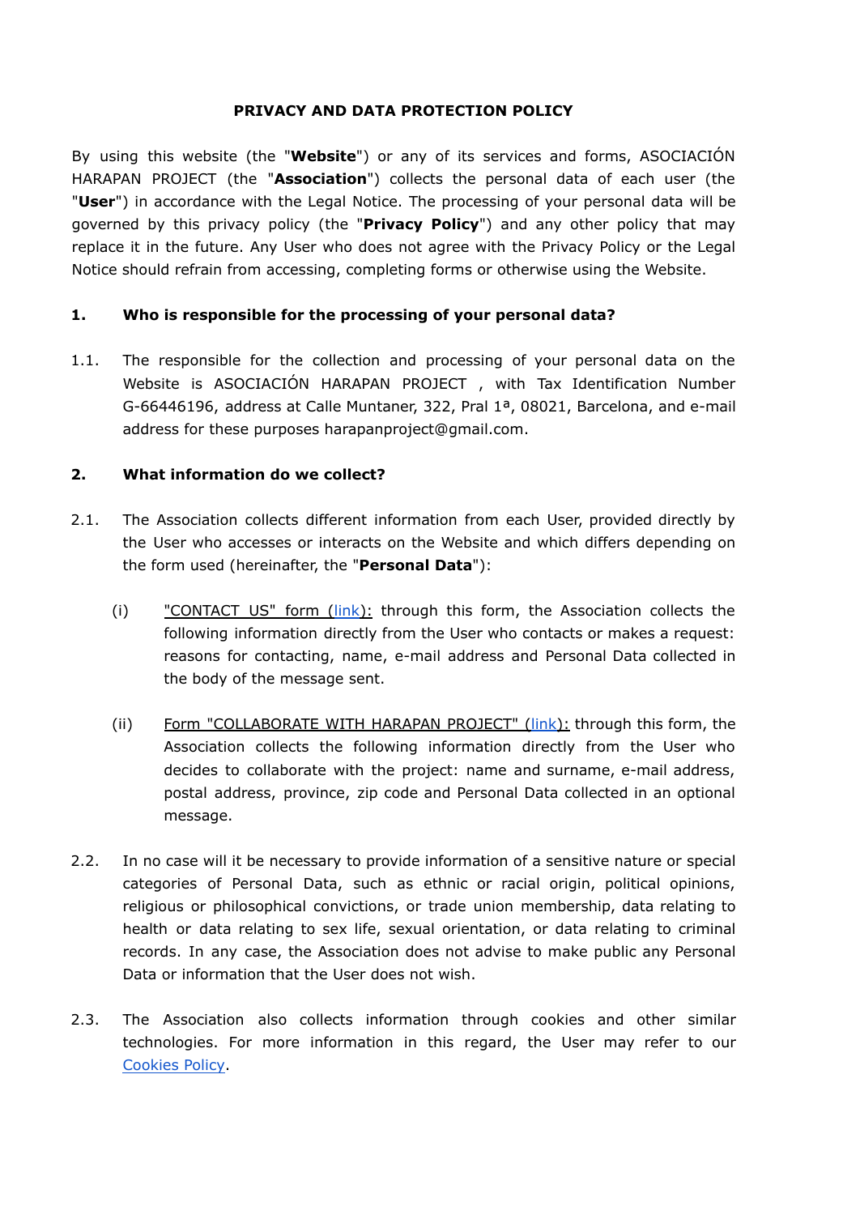# PRIVACY AND DATA PROTECTION POLICY

By using this website (the "**Website**") or any of its services and forms, ASOCIACIÓN HARAPAN PROJECT (the "**Association**") collects the personal data of each user (the "**User**") in accordance with the Legal Notice. The processing of your personal data will be governed by this privacy policy (the "**Privacy Policy**") and any other policy that may replace it in the future. Any User who does not agree with the Privacy Policy or the Legal Notice should refrain from accessing, completing forms or otherwise using the Website.

## 1. Who is responsible for the processing of your personal data?

1.1. The responsible for the collection and processing of your personal data on the Website is ASOCIACIÓN HARAPAN PROJECT , with Tax Identification Number G-66446196, address at Calle Muntaner, 322, Pral 1ª, 08021, Barcelona, and e-mail address for these purposes harapanproject@gmail.com.

## 2. What information do we collect?

2.1. The Association collects different information from each User, provided directly by the User who accesses or interacts on the Website and which differs depending on the form used (hereinafter, the "**Personal Data**"):

(i) "CONTACT US" form (link): through this form, the Association collects the following information directly from the User who contacts or makes a request: reasons for contacting, name, e-mail address and Personal Data collected in the body of the message sent.

(ii) Form "COLLABORATE WITH HARAPAN PROJECT" (link): through this form, the Association collects the following information directly from the User who decides to collaborate with the project: name and surname, e-mail address, postal address, province, zip code and Personal Data collected in an optional message.

2.2. In no case will it be necessary to provide information of a sensitive nature or special categories of Personal Data, such as ethnic or racial origin, political opinions, religious or philosophical convictions, or trade union membership, data relating to health or data relating to sex life, sexual orientation, or data relating to criminal records. In any case, the Association does not advise to make public any Personal Data or information that the User does not wish.

2.3. The Association also collects information through cookies and other similar technologies. For more information in this regard, the User may refer to our Cookies Policy.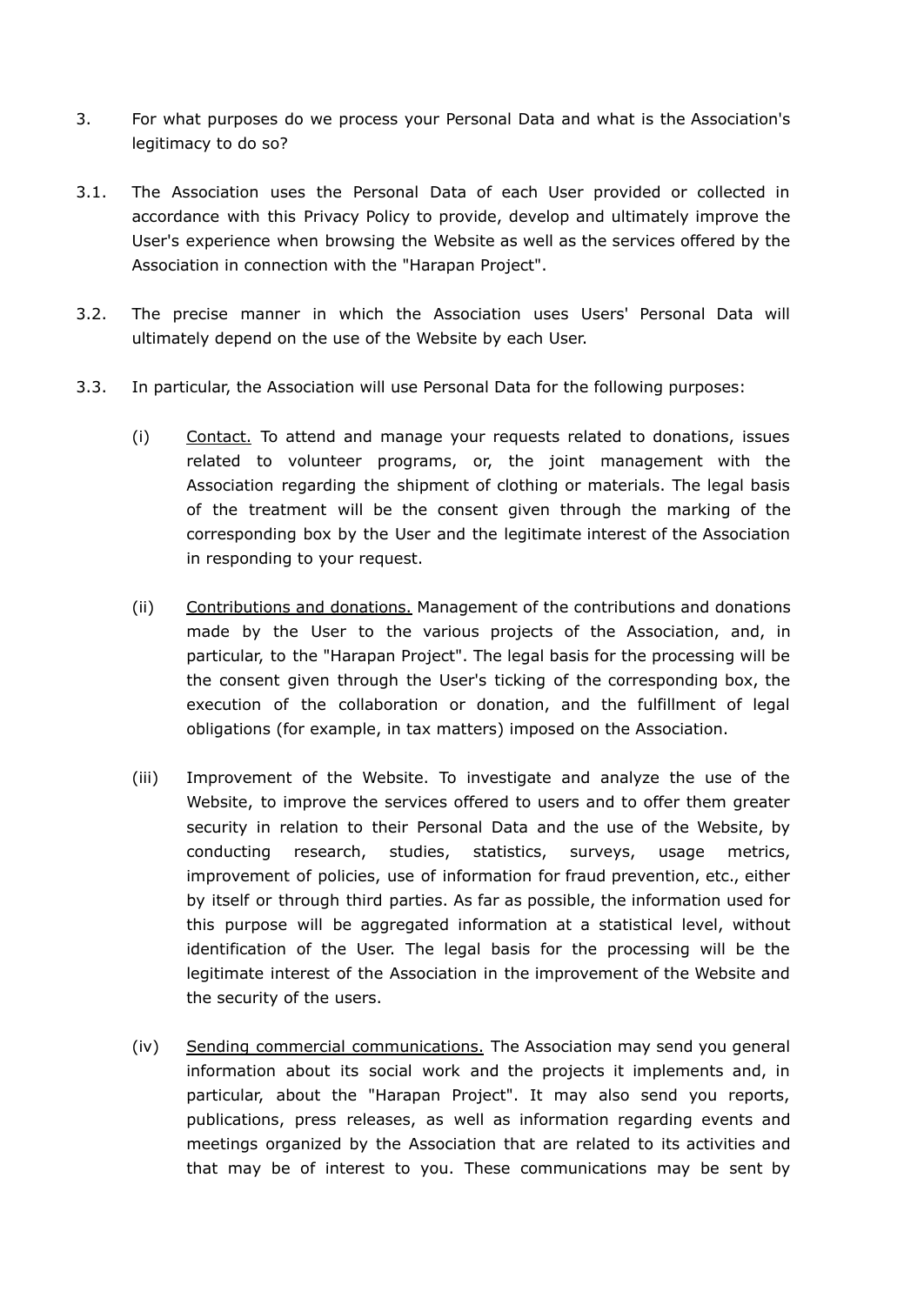3. For what purposes do we process your Personal Data and what is the Association's legitimacy to do so?

3.1. The Association uses the Personal Data of each User provided or collected in accordance with this Privacy Policy to provide, develop and ultimately improve the User's experience when browsing the Website as well as the services offered by the Association in connection with the "Harapan Project".

3.2. The precise manner in which the Association uses Users' Personal Data will ultimately depend on the use of the Website by each User.

3.3. In particular, the Association will use Personal Data for the following purposes:

(i) <u>Contact.</u> To attend and manage your requests related to donations, issues related to volunteer programs, or, the joint management with the Association regarding the shipment of clothing or materials. The legal basis of the treatment will be the consent given through the marking of the corresponding box by the User and the legitimate interest of the Association in responding to your request.

(ii) <u>Contributions and donations.</u> Management of the contributions and donations made by the User to the various projects of the Association, and, in particular, to the "Harapan Project". The legal basis for the processing will be the consent given through the User's ticking of the corresponding box, the execution of the collaboration or donation, and the fulfillment of legal obligations (for example, in tax matters) imposed on the Association.

(iii) Improvement of the Website. To investigate and analyze the use of the Website, to improve the services offered to users and to offer them greater security in relation to their Personal Data and the use of the Website, by conducting research, studies, statistics, surveys, usage metrics, improvement of policies, use of information for fraud prevention, etc., either by itself or through third parties. As far as possible, the information used for this purpose will be aggregated information at a statistical level, without identification of the User. The legal basis for the processing will be the legitimate interest of the Association in the improvement of the Website and the security of the users.

(iv) <u>Sending commercial communications.</u> The Association may send you general information about its social work and the projects it implements and, in particular, about the "Harapan Project". It may also send you reports, publications, press releases, as well as information regarding events and meetings organized by the Association that are related to its activities and that may be of interest to you. These communications may be sent by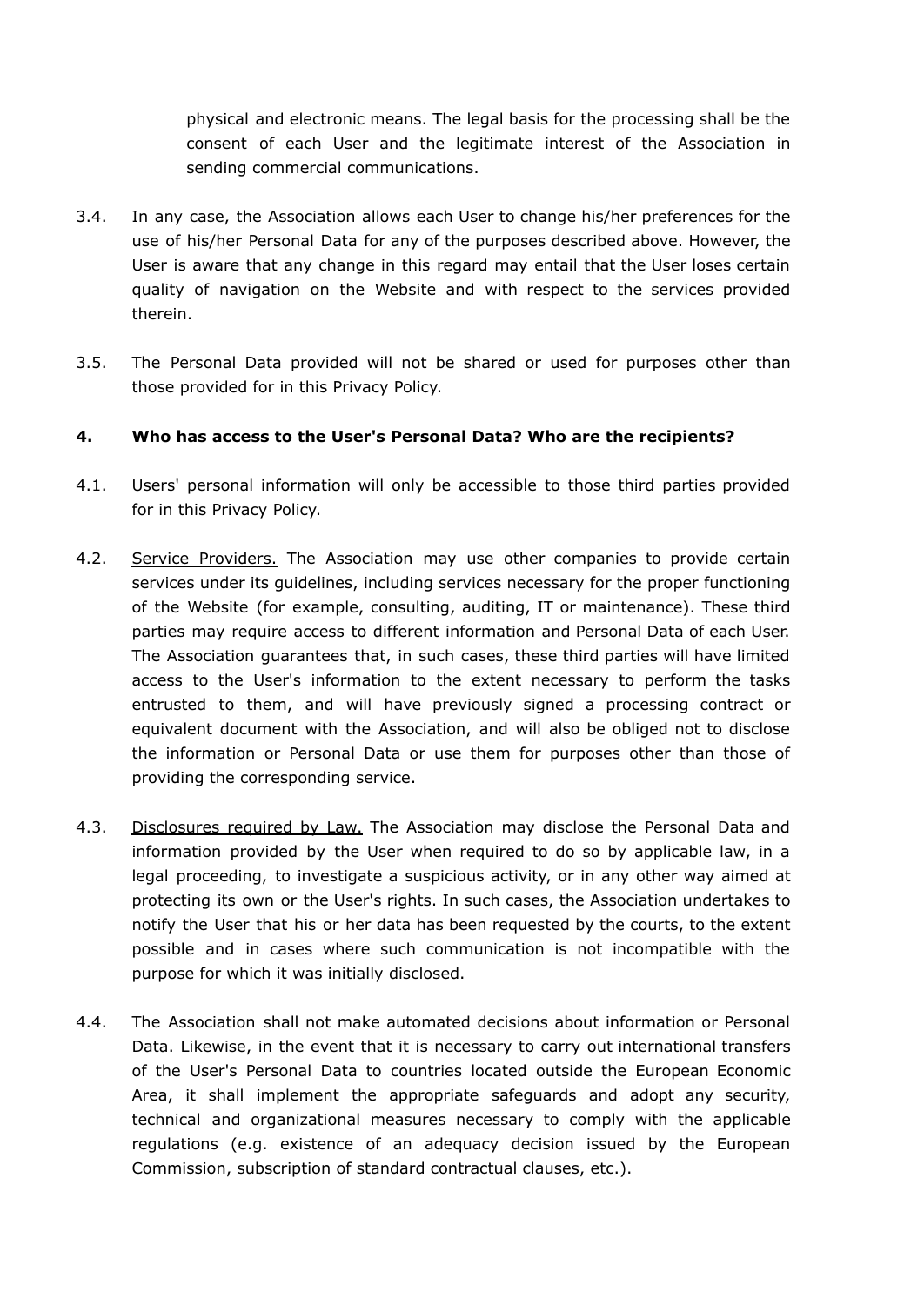physical and electronic means. The legal basis for the processing shall be the consent of each User and the legitimate interest of the Association in sending commercial communications.

3.4. In any case, the Association allows each User to change his/her preferences for the use of his/her Personal Data for any of the purposes described above. However, the User is aware that any change in this regard may entail that the User loses certain quality of navigation on the Website and with respect to the services provided therein.

3.5. The Personal Data provided will not be shared or used for purposes other than those provided for in this Privacy Policy.

## 4. Who has access to the User's Personal Data? Who are the recipients?

4.1. Users' personal information will only be accessible to those third parties provided for in this Privacy Policy.

4.2. Service Providers. The Association may use other companies to provide certain services under its guidelines, including services necessary for the proper functioning of the Website (for example, consulting, auditing, IT or maintenance). These third parties may require access to different information and Personal Data of each User. The Association guarantees that, in such cases, these third parties will have limited access to the User's information to the extent necessary to perform the tasks entrusted to them, and will have previously signed a processing contract or equivalent document with the Association, and will also be obliged not to disclose the information or Personal Data or use them for purposes other than those of providing the corresponding service.

4.3. Disclosures required by Law. The Association may disclose the Personal Data and information provided by the User when required to do so by applicable law, in a legal proceeding, to investigate a suspicious activity, or in any other way aimed at protecting its own or the User's rights. In such cases, the Association undertakes to notify the User that his or her data has been requested by the courts, to the extent possible and in cases where such communication is not incompatible with the purpose for which it was initially disclosed.

4.4. The Association shall not make automated decisions about information or Personal Data. Likewise, in the event that it is necessary to carry out international transfers of the User's Personal Data to countries located outside the European Economic Area, it shall implement the appropriate safeguards and adopt any security, technical and organizational measures necessary to comply with the applicable regulations (e.g. existence of an adequacy decision issued by the European Commission, subscription of standard contractual clauses, etc.).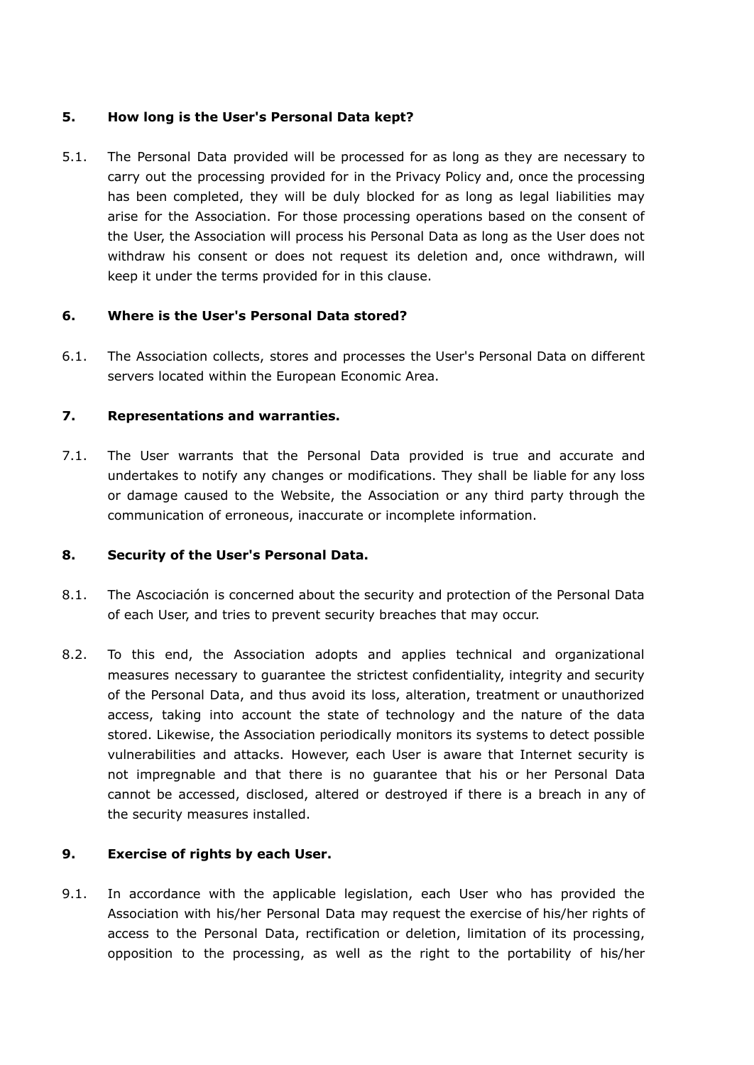## 5. How long is the User's Personal Data kept?

5.1. The Personal Data provided will be processed for as long as they are necessary to carry out the processing provided for in the Privacy Policy and, once the processing has been completed, they will be duly blocked for as long as legal liabilities may arise for the Association. For those processing operations based on the consent of the User, the Association will process his Personal Data as long as the User does not withdraw his consent or does not request its deletion and, once withdrawn, will keep it under the terms provided for in this clause.

## 6. Where is the User's Personal Data stored?

6.1. The Association collects, stores and processes the User's Personal Data on different servers located within the European Economic Area.

## 7. Representations and warranties.

7.1. The User warrants that the Personal Data provided is true and accurate and undertakes to notify any changes or modifications. They shall be liable for any loss or damage caused to the Website, the Association or any third party through the communication of erroneous, inaccurate or incomplete information.

## 8. Security of the User's Personal Data.

8.1. The Ascociación is concerned about the security and protection of the Personal Data of each User, and tries to prevent security breaches that may occur.

8.2. To this end, the Association adopts and applies technical and organizational measures necessary to guarantee the strictest confidentiality, integrity and security of the Personal Data, and thus avoid its loss, alteration, treatment or unauthorized access, taking into account the state of technology and the nature of the data stored. Likewise, the Association periodically monitors its systems to detect possible vulnerabilities and attacks. However, each User is aware that Internet security is not impregnable and that there is no guarantee that his or her Personal Data cannot be accessed, disclosed, altered or destroyed if there is a breach in any of the security measures installed.

## 9. Exercise of rights by each User.

9.1. In accordance with the applicable legislation, each User who has provided the Association with his/her Personal Data may request the exercise of his/her rights of access to the Personal Data, rectification or deletion, limitation of its processing, opposition to the processing, as well as the right to the portability of his/her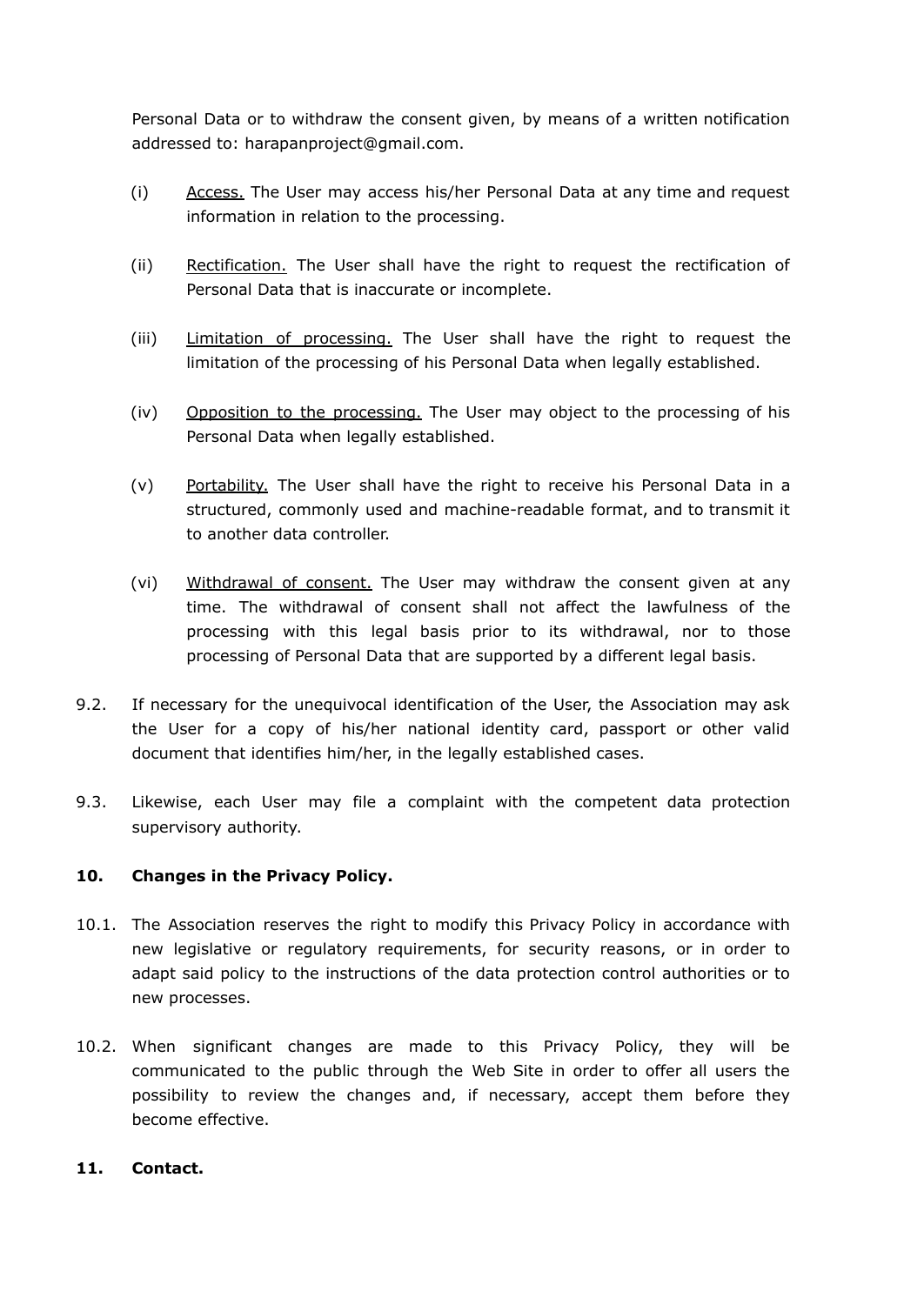Personal Data or to withdraw the consent given, by means of a written notification addressed to: harapanproject@gmail.com.

(i) Access. The User may access his/her Personal Data at any time and request information in relation to the processing.

(ii) Rectification. The User shall have the right to request the rectification of Personal Data that is inaccurate or incomplete.

(iii) Limitation of processing. The User shall have the right to request the limitation of the processing of his Personal Data when legally established.

(iv) Opposition to the processing. The User may object to the processing of his Personal Data when legally established.

(v) Portability. The User shall have the right to receive his Personal Data in a structured, commonly used and machine-readable format, and to transmit it to another data controller.

(vi) Withdrawal of consent. The User may withdraw the consent given at any time. The withdrawal of consent shall not affect the lawfulness of the processing with this legal basis prior to its withdrawal, nor to those processing of Personal Data that are supported by a different legal basis.

9.2. If necessary for the unequivocal identification of the User, the Association may ask the User for a copy of his/her national identity card, passport or other valid document that identifies him/her, in the legally established cases.

9.3. Likewise, each User may file a complaint with the competent data protection supervisory authority.

**10. Changes in the Privacy Policy.**

10.1. The Association reserves the right to modify this Privacy Policy in accordance with new legislative or regulatory requirements, for security reasons, or in order to adapt said policy to the instructions of the data protection control authorities or to new processes.

10.2. When significant changes are made to this Privacy Policy, they will be communicated to the public through the Web Site in order to offer all users the possibility to review the changes and, if necessary, accept them before they become effective.

**11. Contact.**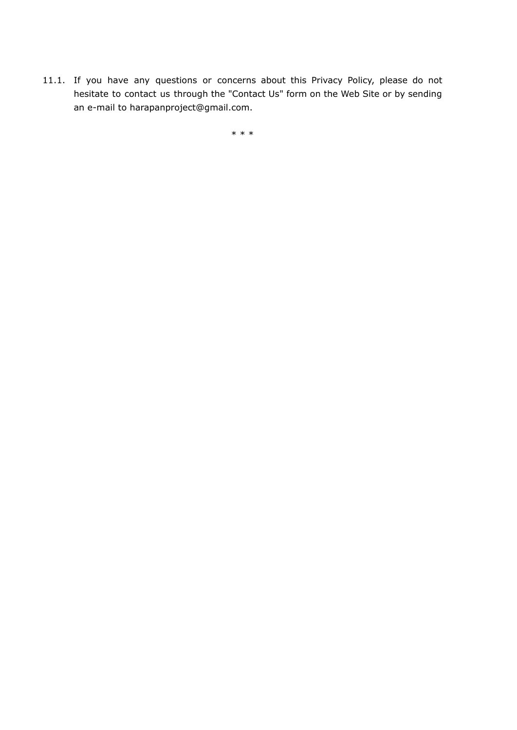11.1. If you have any questions or concerns about this Privacy Policy, please do not hesitate to contact us through the "Contact Us" form on the Web Site or by sending an e-mail to harapanproject@gmail.com.

* * *